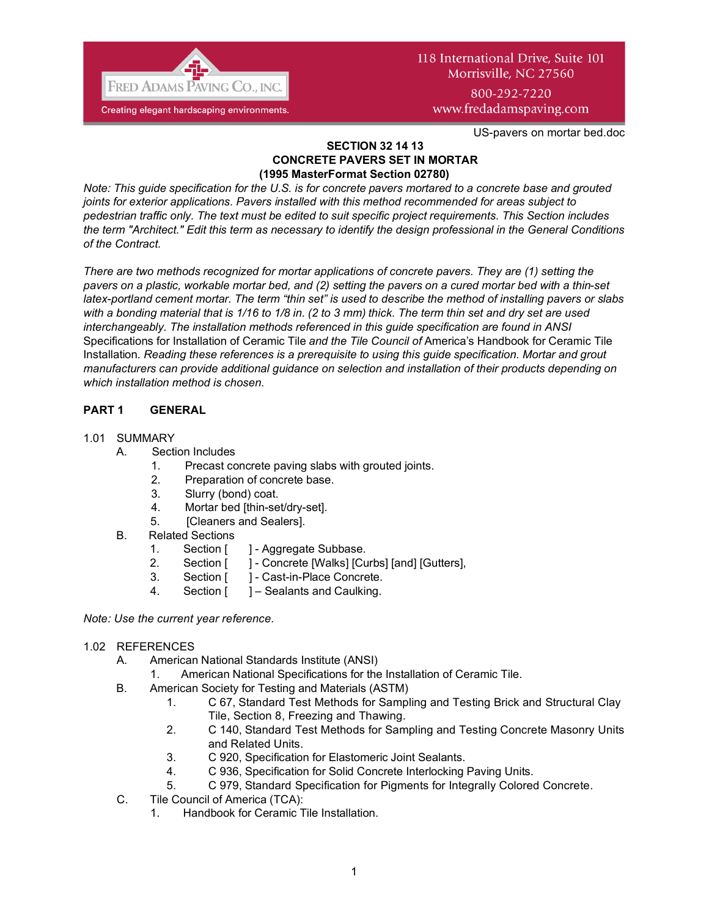FRED ADAMS PAVING CO., INC.
Creating elegant hardscaping environments.

118 International Drive, Suite 101
Morrisville, NC 27560
800-292-7220
www.fredadamspaving.com

US-pavers on mortar bed.doc

**SECTION 32 14 13**
**CONCRETE PAVERS SET IN MORTAR**
**(1995 MasterFormat Section 02780)**

*Note: This guide specification for the U.S. is for concrete pavers mortared to a concrete base and grouted joints for exterior applications. Pavers installed with this method recommended for areas subject to pedestrian traffic only. The text must be edited to suit specific project requirements. This Section includes the term "Architect." Edit this term as necessary to identify the design professional in the General Conditions of the Contract.*

*There are two methods recognized for mortar applications of concrete pavers. They are (1) setting the pavers on a plastic, workable mortar bed, and (2) setting the pavers on a cured mortar bed with a thin-set latex-portland cement mortar. The term "thin set" is used to describe the method of installing pavers or slabs with a bonding material that is 1/16 to 1/8 in. (2 to 3 mm) thick. The term thin set and dry set are used interchangeably. The installation methods referenced in this guide specification are found in ANSI* Specifications for Installation of Ceramic Tile *and the Tile Council of* America's Handbook for Ceramic Tile Installation*. Reading these references is a prerequisite to using this guide specification. Mortar and grout manufacturers can provide additional guidance on selection and installation of their products depending on which installation method is chosen.*

## PART 1 GENERAL

1.01 SUMMARY

- A. Section Includes
  1. Precast concrete paving slabs with grouted joints.
  2. Preparation of concrete base.
  3. Slurry (bond) coat.
  4. Mortar bed [thin-set/dry-set].
  5. [Cleaners and Sealers].
- B. Related Sections
  1. Section [ ] - Aggregate Subbase.
  2. Section [ ] - Concrete [Walks] [Curbs] [and] [Gutters],
  3. Section [ ] - Cast-in-Place Concrete.
  4. Section [ ] – Sealants and Caulking.

*Note: Use the current year reference.*

1.02 REFERENCES

- A. American National Standards Institute (ANSI)
  1. American National Specifications for the Installation of Ceramic Tile.
- B. American Society for Testing and Materials (ASTM)
  1. C 67, Standard Test Methods for Sampling and Testing Brick and Structural Clay Tile, Section 8, Freezing and Thawing.
  2. C 140, Standard Test Methods for Sampling and Testing Concrete Masonry Units and Related Units.
  3. C 920, Specification for Elastomeric Joint Sealants.
  4. C 936, Specification for Solid Concrete Interlocking Paving Units.
  5. C 979, Standard Specification for Pigments for Integrally Colored Concrete.
- C. Tile Council of America (TCA):
  1. Handbook for Ceramic Tile Installation.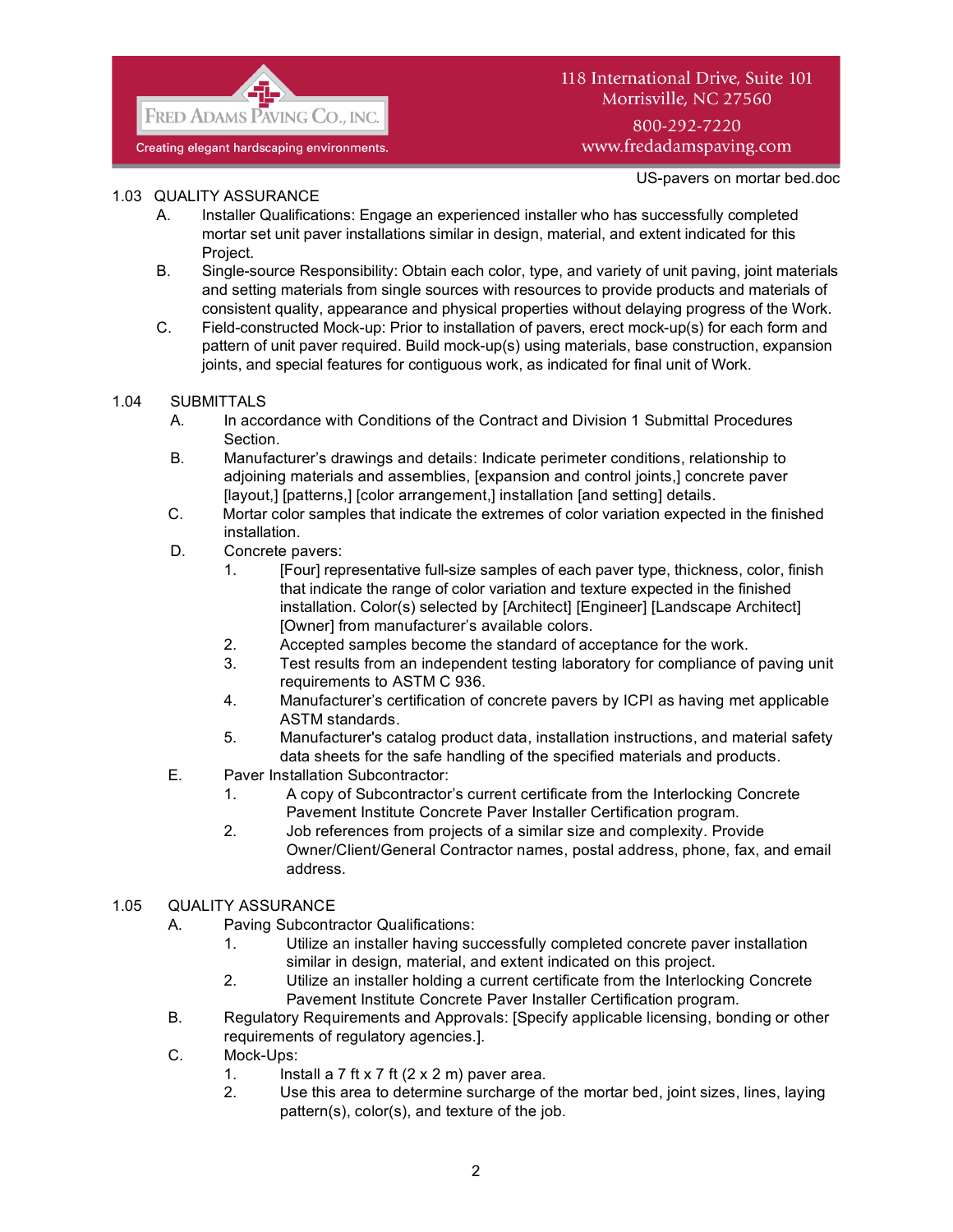1.03 QUALITY ASSURANCE

A. Installer Qualifications: Engage an experienced installer who has successfully completed mortar set unit paver installations similar in design, material, and extent indicated for this Project.

B. Single-source Responsibility: Obtain each color, type, and variety of unit paving, joint materials and setting materials from single sources with resources to provide products and materials of consistent quality, appearance and physical properties without delaying progress of the Work.

C. Field-constructed Mock-up: Prior to installation of pavers, erect mock-up(s) for each form and pattern of unit paver required. Build mock-up(s) using materials, base construction, expansion joints, and special features for contiguous work, as indicated for final unit of Work.

1.04 SUBMITTALS

A. In accordance with Conditions of the Contract and Division 1 Submittal Procedures Section.

B. Manufacturer's drawings and details: Indicate perimeter conditions, relationship to adjoining materials and assemblies, [expansion and control joints,] concrete paver [layout,] [patterns,] [color arrangement,] installation [and setting] details.

C. Mortar color samples that indicate the extremes of color variation expected in the finished installation.

D. Concrete pavers:
   1. [Four] representative full-size samples of each paver type, thickness, color, finish that indicate the range of color variation and texture expected in the finished installation. Color(s) selected by [Architect] [Engineer] [Landscape Architect] [Owner] from manufacturer's available colors.
   2. Accepted samples become the standard of acceptance for the work.
   3. Test results from an independent testing laboratory for compliance of paving unit requirements to ASTM C 936.
   4. Manufacturer's certification of concrete pavers by ICPI as having met applicable ASTM standards.
   5. Manufacturer's catalog product data, installation instructions, and material safety data sheets for the safe handling of the specified materials and products.

E. Paver Installation Subcontractor:
   1. A copy of Subcontractor's current certificate from the Interlocking Concrete Pavement Institute Concrete Paver Installer Certification program.
   2. Job references from projects of a similar size and complexity. Provide Owner/Client/General Contractor names, postal address, phone, fax, and email address.

1.05 QUALITY ASSURANCE

A. Paving Subcontractor Qualifications:
   1. Utilize an installer having successfully completed concrete paver installation similar in design, material, and extent indicated on this project.
   2. Utilize an installer holding a current certificate from the Interlocking Concrete Pavement Institute Concrete Paver Installer Certification program.

B. Regulatory Requirements and Approvals: [Specify applicable licensing, bonding or other requirements of regulatory agencies.].

C. Mock-Ups:
   1. Install a 7 ft x 7 ft (2 x 2 m) paver area.
   2. Use this area to determine surcharge of the mortar bed, joint sizes, lines, laying pattern(s), color(s), and texture of the job.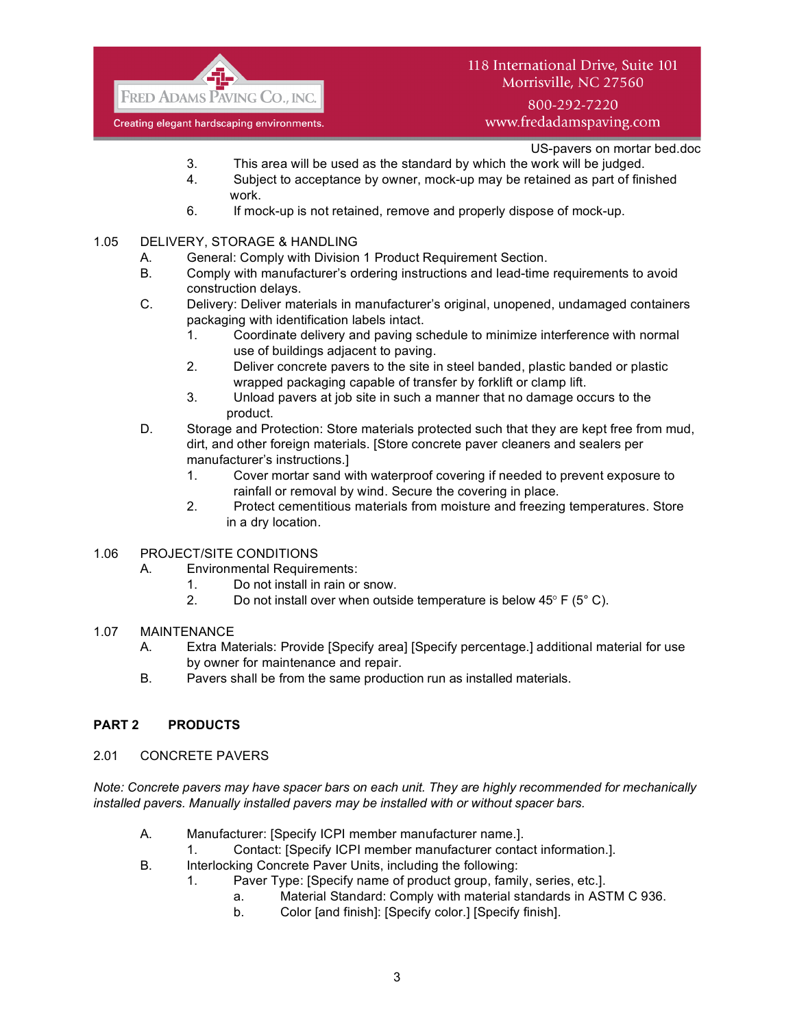3. This area will be used as the standard by which the work will be judged.
4. Subject to acceptance by owner, mock-up may be retained as part of finished work.
6. If mock-up is not retained, remove and properly dispose of mock-up.

1.05 DELIVERY, STORAGE & HANDLING

A. General: Comply with Division 1 Product Requirement Section.

B. Comply with manufacturer's ordering instructions and lead-time requirements to avoid construction delays.

C. Delivery: Deliver materials in manufacturer's original, unopened, undamaged containers packaging with identification labels intact.

1. Coordinate delivery and paving schedule to minimize interference with normal use of buildings adjacent to paving.
2. Deliver concrete pavers to the site in steel banded, plastic banded or plastic wrapped packaging capable of transfer by forklift or clamp lift.
3. Unload pavers at job site in such a manner that no damage occurs to the product.

D. Storage and Protection: Store materials protected such that they are kept free from mud, dirt, and other foreign materials. [Store concrete paver cleaners and sealers per manufacturer's instructions.]

1. Cover mortar sand with waterproof covering if needed to prevent exposure to rainfall or removal by wind. Secure the covering in place.
2. Protect cementitious materials from moisture and freezing temperatures. Store in a dry location.

1.06 PROJECT/SITE CONDITIONS

A. Environmental Requirements:

1. Do not install in rain or snow.
2. Do not install over when outside temperature is below 45° F (5° C).

1.07 MAINTENANCE

A. Extra Materials: Provide [Specify area] [Specify percentage.] additional material for use by owner for maintenance and repair.

B. Pavers shall be from the same production run as installed materials.

## PART 2 PRODUCTS

2.01 CONCRETE PAVERS

*Note: Concrete pavers may have spacer bars on each unit. They are highly recommended for mechanically installed pavers. Manually installed pavers may be installed with or without spacer bars.*

A. Manufacturer: [Specify ICPI member manufacturer name.].

1. Contact: [Specify ICPI member manufacturer contact information.].

B. Interlocking Concrete Paver Units, including the following:

1. Paver Type: [Specify name of product group, family, series, etc.].
   a. Material Standard: Comply with material standards in ASTM C 936.
   b. Color [and finish]: [Specify color.] [Specify finish].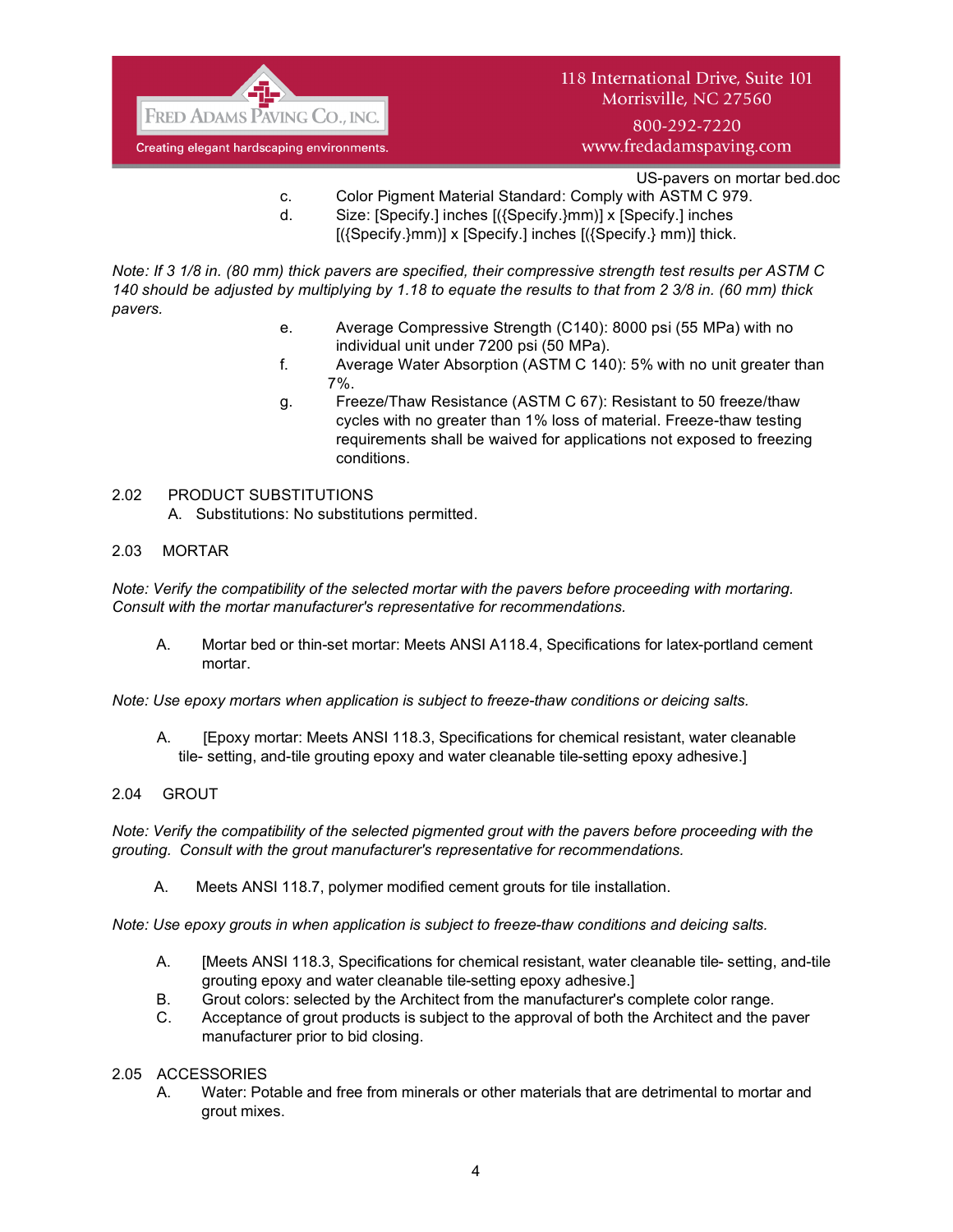c. Color Pigment Material Standard: Comply with ASTM C 979.

d. Size: [Specify.] inches [({Specify.}mm)] x [Specify.] inches [({Specify.}mm)] x [Specify.] inches [({Specify.} mm)] thick.

*Note: If 3 1/8 in. (80 mm) thick pavers are specified, their compressive strength test results per ASTM C 140 should be adjusted by multiplying by 1.18 to equate the results to that from 2 3/8 in. (60 mm) thick pavers.*

e. Average Compressive Strength (C140): 8000 psi (55 MPa) with no individual unit under 7200 psi (50 MPa).

f. Average Water Absorption (ASTM C 140): 5% with no unit greater than 7%.

g. Freeze/Thaw Resistance (ASTM C 67): Resistant to 50 freeze/thaw cycles with no greater than 1% loss of material. Freeze-thaw testing requirements shall be waived for applications not exposed to freezing conditions.

## 2.02 PRODUCT SUBSTITUTIONS

A. Substitutions: No substitutions permitted.

## 2.03 MORTAR

*Note: Verify the compatibility of the selected mortar with the pavers before proceeding with mortaring. Consult with the mortar manufacturer's representative for recommendations.*

A. Mortar bed or thin-set mortar: Meets ANSI A118.4, Specifications for latex-portland cement mortar.

*Note: Use epoxy mortars when application is subject to freeze-thaw conditions or deicing salts.*

A. [Epoxy mortar: Meets ANSI 118.3, Specifications for chemical resistant, water cleanable tile- setting, and-tile grouting epoxy and water cleanable tile-setting epoxy adhesive.]

## 2.04 GROUT

*Note: Verify the compatibility of the selected pigmented grout with the pavers before proceeding with the grouting. Consult with the grout manufacturer's representative for recommendations.*

A. Meets ANSI 118.7, polymer modified cement grouts for tile installation.

*Note: Use epoxy grouts in when application is subject to freeze-thaw conditions and deicing salts.*

A. [Meets ANSI 118.3, Specifications for chemical resistant, water cleanable tile- setting, and-tile grouting epoxy and water cleanable tile-setting epoxy adhesive.]

B. Grout colors: selected by the Architect from the manufacturer's complete color range.

C. Acceptance of grout products is subject to the approval of both the Architect and the paver manufacturer prior to bid closing.

## 2.05 ACCESSORIES

A. Water: Potable and free from minerals or other materials that are detrimental to mortar and grout mixes.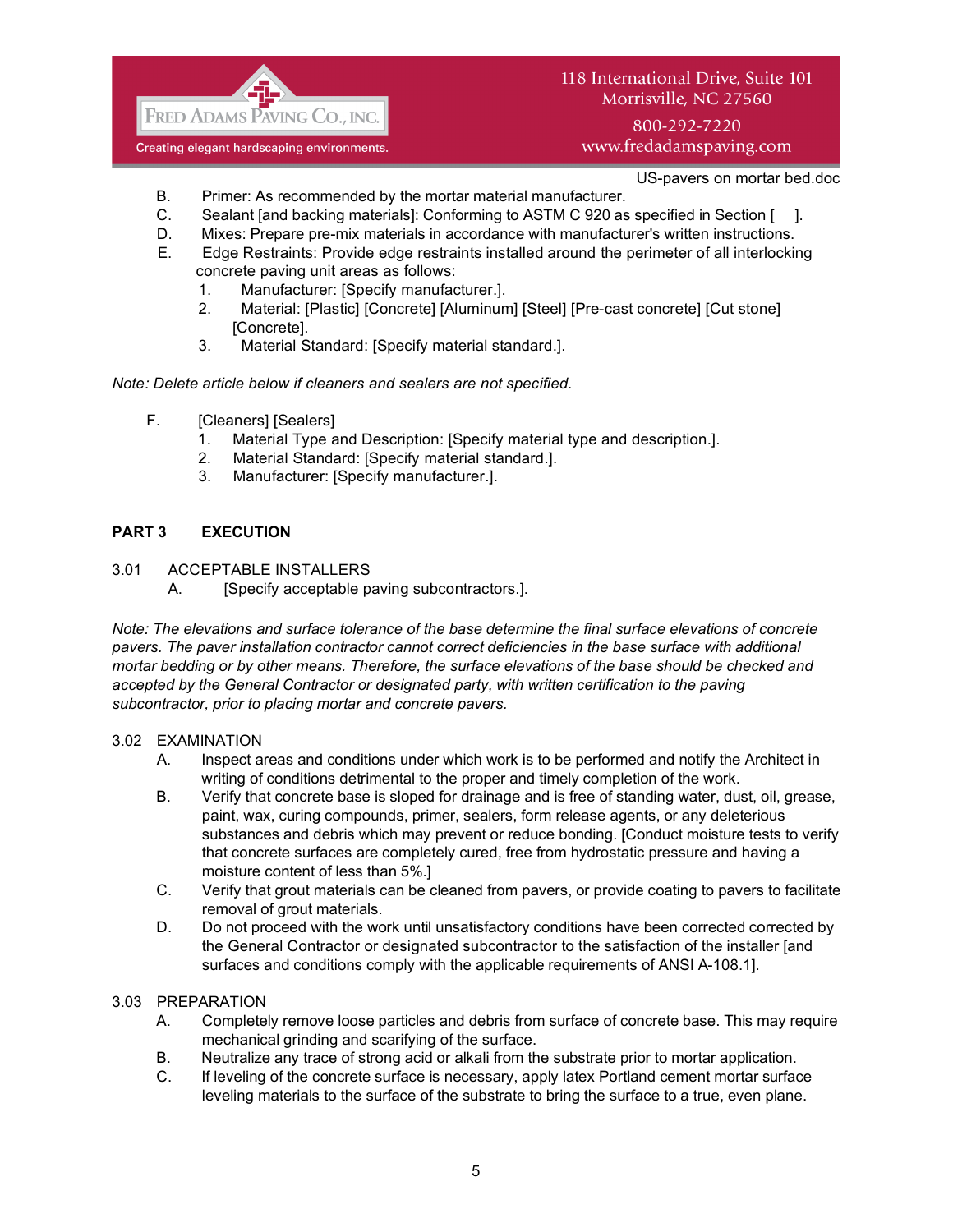B. Primer: As recommended by the mortar material manufacturer.

C. Sealant [and backing materials]: Conforming to ASTM C 920 as specified in Section [ ].

D. Mixes: Prepare pre-mix materials in accordance with manufacturer's written instructions.

E. Edge Restraints: Provide edge restraints installed around the perimeter of all interlocking concrete paving unit areas as follows:

1. Manufacturer: [Specify manufacturer.].
2. Material: [Plastic] [Concrete] [Aluminum] [Steel] [Pre-cast concrete] [Cut stone] [Concrete].
3. Material Standard: [Specify material standard.].

*Note: Delete article below if cleaners and sealers are not specified.*

F. [Cleaners] [Sealers]

1. Material Type and Description: [Specify material type and description.].
2. Material Standard: [Specify material standard.].
3. Manufacturer: [Specify manufacturer.].

## PART 3 EXECUTION

### 3.01 ACCEPTABLE INSTALLERS

A. [Specify acceptable paving subcontractors.].

*Note: The elevations and surface tolerance of the base determine the final surface elevations of concrete pavers. The paver installation contractor cannot correct deficiencies in the base surface with additional mortar bedding or by other means. Therefore, the surface elevations of the base should be checked and accepted by the General Contractor or designated party, with written certification to the paving subcontractor, prior to placing mortar and concrete pavers.*

### 3.02 EXAMINATION

A. Inspect areas and conditions under which work is to be performed and notify the Architect in writing of conditions detrimental to the proper and timely completion of the work.

B. Verify that concrete base is sloped for drainage and is free of standing water, dust, oil, grease, paint, wax, curing compounds, primer, sealers, form release agents, or any deleterious substances and debris which may prevent or reduce bonding. [Conduct moisture tests to verify that concrete surfaces are completely cured, free from hydrostatic pressure and having a moisture content of less than 5%.]

C. Verify that grout materials can be cleaned from pavers, or provide coating to pavers to facilitate removal of grout materials.

D. Do not proceed with the work until unsatisfactory conditions have been corrected corrected by the General Contractor or designated subcontractor to the satisfaction of the installer [and surfaces and conditions comply with the applicable requirements of ANSI A-108.1].

### 3.03 PREPARATION

A. Completely remove loose particles and debris from surface of concrete base. This may require mechanical grinding and scarifying of the surface.

B. Neutralize any trace of strong acid or alkali from the substrate prior to mortar application.

C. If leveling of the concrete surface is necessary, apply latex Portland cement mortar surface leveling materials to the surface of the substrate to bring the surface to a true, even plane.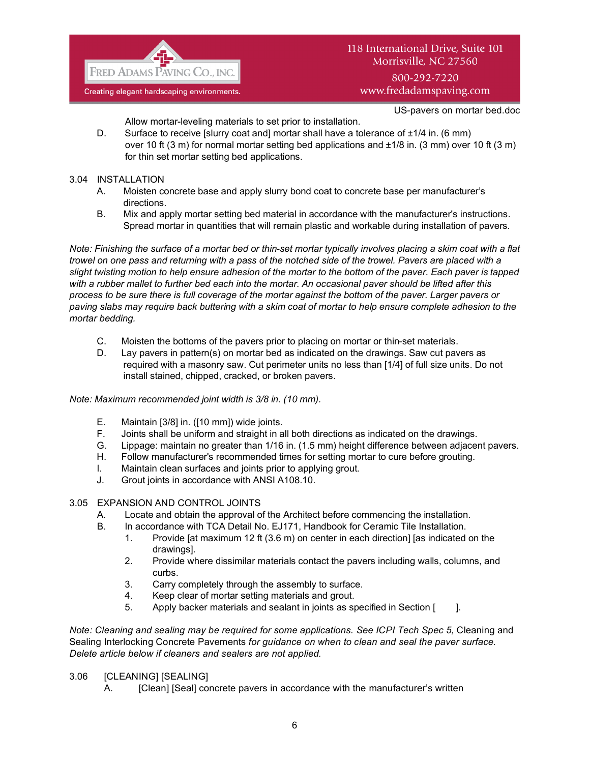Allow mortar-leveling materials to set prior to installation.

D. Surface to receive [slurry coat and] mortar shall have a tolerance of ±1/4 in. (6 mm) over 10 ft (3 m) for normal mortar setting bed applications and ±1/8 in. (3 mm) over 10 ft (3 m) for thin set mortar setting bed applications.

3.04 INSTALLATION

A. Moisten concrete base and apply slurry bond coat to concrete base per manufacturer's directions.

B. Mix and apply mortar setting bed material in accordance with the manufacturer's instructions. Spread mortar in quantities that will remain plastic and workable during installation of pavers.

*Note: Finishing the surface of a mortar bed or thin-set mortar typically involves placing a skim coat with a flat trowel on one pass and returning with a pass of the notched side of the trowel. Pavers are placed with a slight twisting motion to help ensure adhesion of the mortar to the bottom of the paver. Each paver is tapped with a rubber mallet to further bed each into the mortar. An occasional paver should be lifted after this process to be sure there is full coverage of the mortar against the bottom of the paver. Larger pavers or paving slabs may require back buttering with a skim coat of mortar to help ensure complete adhesion to the mortar bedding.*

C. Moisten the bottoms of the pavers prior to placing on mortar or thin-set materials.

D. Lay pavers in pattern(s) on mortar bed as indicated on the drawings. Saw cut pavers as required with a masonry saw. Cut perimeter units no less than [1/4] of full size units. Do not install stained, chipped, cracked, or broken pavers.

*Note: Maximum recommended joint width is 3/8 in. (10 mm).*

E. Maintain [3/8] in. ([10 mm]) wide joints.

F. Joints shall be uniform and straight in all both directions as indicated on the drawings.

G. Lippage: maintain no greater than 1/16 in. (1.5 mm) height difference between adjacent pavers.

H. Follow manufacturer's recommended times for setting mortar to cure before grouting.

I. Maintain clean surfaces and joints prior to applying grout.

J. Grout joints in accordance with ANSI A108.10.

3.05 EXPANSION AND CONTROL JOINTS

A. Locate and obtain the approval of the Architect before commencing the installation.

B. In accordance with TCA Detail No. EJ171, Handbook for Ceramic Tile Installation.

1. Provide [at maximum 12 ft (3.6 m) on center in each direction] [as indicated on the drawings].
2. Provide where dissimilar materials contact the pavers including walls, columns, and curbs.
3. Carry completely through the assembly to surface.
4. Keep clear of mortar setting materials and grout.
5. Apply backer materials and sealant in joints as specified in Section [ ].

*Note: Cleaning and sealing may be required for some applications. See ICPI Tech Spec 5,* Cleaning and Sealing Interlocking Concrete Pavements *for guidance on when to clean and seal the paver surface. Delete article below if cleaners and sealers are not applied.*

3.06 [CLEANING] [SEALING]

A. [Clean] [Seal] concrete pavers in accordance with the manufacturer's written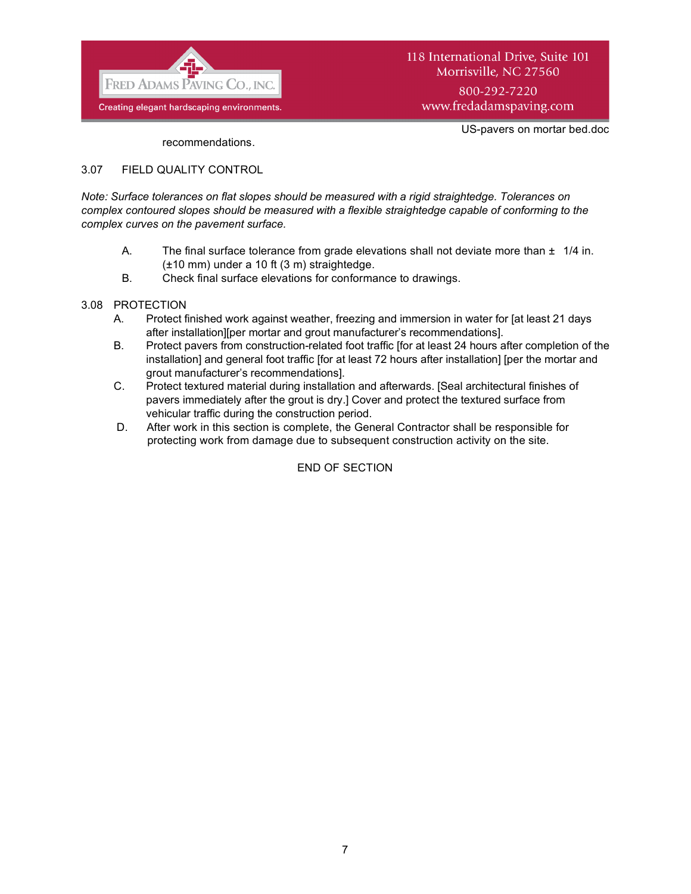recommendations.

3.07 FIELD QUALITY CONTROL

*Note: Surface tolerances on flat slopes should be measured with a rigid straightedge. Tolerances on complex contoured slopes should be measured with a flexible straightedge capable of conforming to the complex curves on the pavement surface.*

A. The final surface tolerance from grade elevations shall not deviate more than ± 1/4 in. (±10 mm) under a 10 ft (3 m) straightedge.

B. Check final surface elevations for conformance to drawings.

3.08 PROTECTION

A. Protect finished work against weather, freezing and immersion in water for [at least 21 days after installation][per mortar and grout manufacturer's recommendations].

B. Protect pavers from construction-related foot traffic [for at least 24 hours after completion of the installation] and general foot traffic [for at least 72 hours after installation] [per the mortar and grout manufacturer's recommendations].

C. Protect textured material during installation and afterwards. [Seal architectural finishes of pavers immediately after the grout is dry.] Cover and protect the textured surface from vehicular traffic during the construction period.

D. After work in this section is complete, the General Contractor shall be responsible for protecting work from damage due to subsequent construction activity on the site.

END OF SECTION